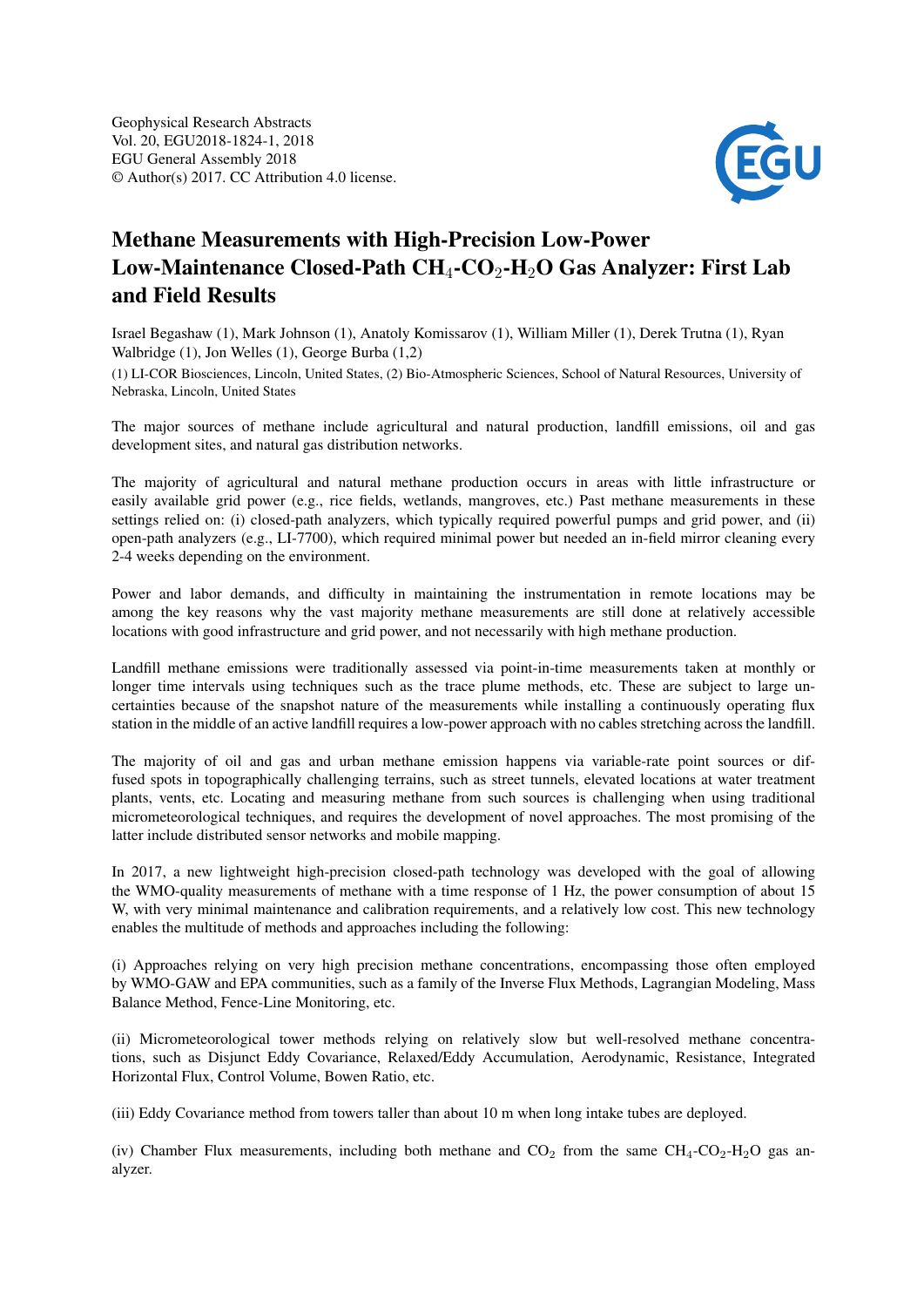Geophysical Research Abstracts
Vol. 20, EGU2018-1824-1, 2018
EGU General Assembly 2018
© Author(s) 2017. CC Attribution 4.0 license.

# Methane Measurements with High-Precision Low-Power Low-Maintenance Closed-Path $CH_4$-$CO_2$-$H_2O$ Gas Analyzer: First Lab and Field Results

Israel Begashaw (1), Mark Johnson (1), Anatoly Komissarov (1), William Miller (1), Derek Trutna (1), Ryan Walbridge (1), Jon Welles (1), George Burba (1,2)

(1) LI-COR Biosciences, Lincoln, United States, (2) Bio-Atmospheric Sciences, School of Natural Resources, University of Nebraska, Lincoln, United States

The major sources of methane include agricultural and natural production, landfill emissions, oil and gas development sites, and natural gas distribution networks.

The majority of agricultural and natural methane production occurs in areas with little infrastructure or easily available grid power (e.g., rice fields, wetlands, mangroves, etc.) Past methane measurements in these settings relied on: (i) closed-path analyzers, which typically required powerful pumps and grid power, and (ii) open-path analyzers (e.g., LI-7700), which required minimal power but needed an in-field mirror cleaning every 2-4 weeks depending on the environment.

Power and labor demands, and difficulty in maintaining the instrumentation in remote locations may be among the key reasons why the vast majority methane measurements are still done at relatively accessible locations with good infrastructure and grid power, and not necessarily with high methane production.

Landfill methane emissions were traditionally assessed via point-in-time measurements taken at monthly or longer time intervals using techniques such as the trace plume methods, etc. These are subject to large uncertainties because of the snapshot nature of the measurements while installing a continuously operating flux station in the middle of an active landfill requires a low-power approach with no cables stretching across the landfill.

The majority of oil and gas and urban methane emission happens via variable-rate point sources or diffused spots in topographically challenging terrains, such as street tunnels, elevated locations at water treatment plants, vents, etc. Locating and measuring methane from such sources is challenging when using traditional micrometeorological techniques, and requires the development of novel approaches. The most promising of the latter include distributed sensor networks and mobile mapping.

In 2017, a new lightweight high-precision closed-path technology was developed with the goal of allowing the WMO-quality measurements of methane with a time response of 1 Hz, the power consumption of about 15 W, with very minimal maintenance and calibration requirements, and a relatively low cost. This new technology enables the multitude of methods and approaches including the following:

(i) Approaches relying on very high precision methane concentrations, encompassing those often employed by WMO-GAW and EPA communities, such as a family of the Inverse Flux Methods, Lagrangian Modeling, Mass Balance Method, Fence-Line Monitoring, etc.

(ii) Micrometeorological tower methods relying on relatively slow but well-resolved methane concentrations, such as Disjunct Eddy Covariance, Relaxed/Eddy Accumulation, Aerodynamic, Resistance, Integrated Horizontal Flux, Control Volume, Bowen Ratio, etc.

(iii) Eddy Covariance method from towers taller than about 10 m when long intake tubes are deployed.

(iv) Chamber Flux measurements, including both methane and $CO_2$ from the same $CH_4$-$CO_2$-$H_2O$ gas analyzer.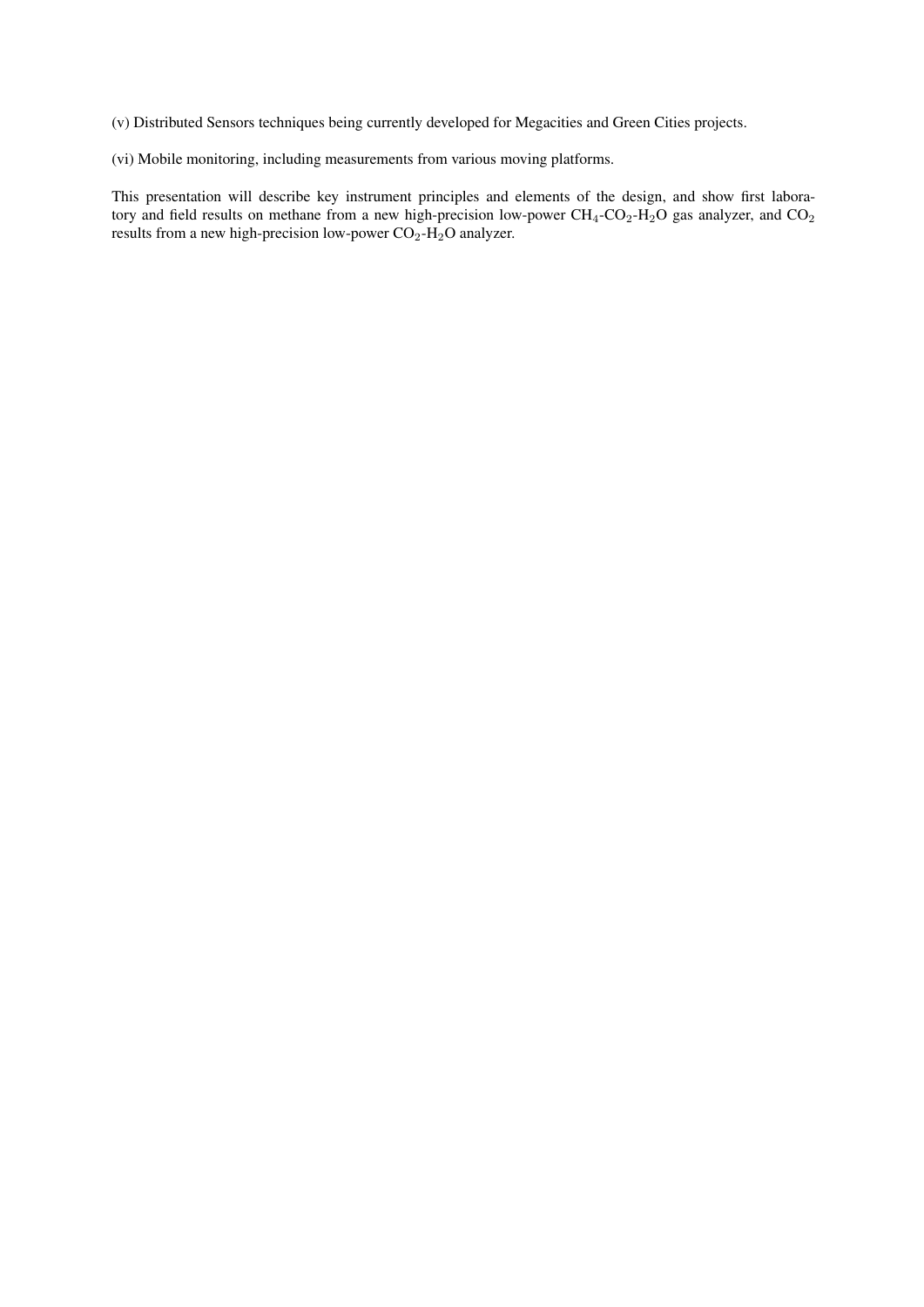(v) Distributed Sensors techniques being currently developed for Megacities and Green Cities projects.

(vi) Mobile monitoring, including measurements from various moving platforms.

This presentation will describe key instrument principles and elements of the design, and show first laboratory and field results on methane from a new high-precision low-power $CH_4$-$CO_2$-$H_2O$ gas analyzer, and $CO_2$ results from a new high-precision low-power $CO_2$-$H_2O$ analyzer.